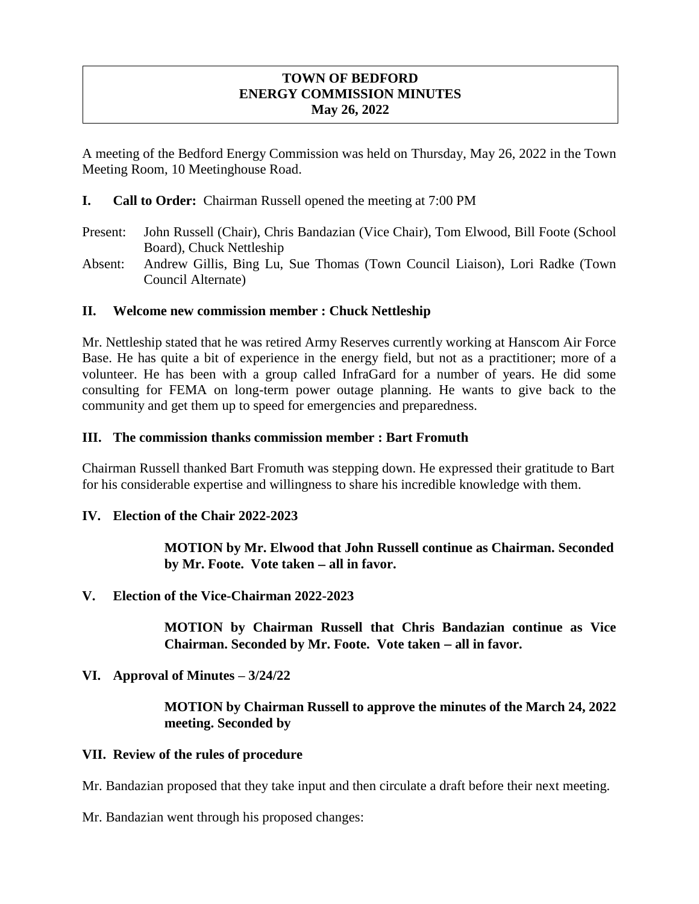**TOWN OF BEDFORD**
**ENERGY COMMISSION MINUTES**
**May 26, 2022**

A meeting of the Bedford Energy Commission was held on Thursday, May 26, 2022 in the Town Meeting Room, 10 Meetinghouse Road.

**I. Call to Order:** Chairman Russell opened the meeting at 7:00 PM

Present: John Russell (Chair), Chris Bandazian (Vice Chair), Tom Elwood, Bill Foote (School Board), Chuck Nettleship

Absent: Andrew Gillis, Bing Lu, Sue Thomas (Town Council Liaison), Lori Radke (Town Council Alternate)

**II. Welcome new commission member : Chuck Nettleship**

Mr. Nettleship stated that he was retired Army Reserves currently working at Hanscom Air Force Base. He has quite a bit of experience in the energy field, but not as a practitioner; more of a volunteer. He has been with a group called InfraGard for a number of years. He did some consulting for FEMA on long-term power outage planning. He wants to give back to the community and get them up to speed for emergencies and preparedness.

**III. The commission thanks commission member : Bart Fromuth**

Chairman Russell thanked Bart Fromuth was stepping down. He expressed their gratitude to Bart for his considerable expertise and willingness to share his incredible knowledge with them.

**IV. Election of the Chair 2022-2023**

> **MOTION by Mr. Elwood that John Russell continue as Chairman. Seconded by Mr. Foote. Vote taken – all in favor.**

**V. Election of the Vice-Chairman 2022-2023**

> **MOTION by Chairman Russell that Chris Bandazian continue as Vice Chairman. Seconded by Mr. Foote. Vote taken – all in favor.**

**VI. Approval of Minutes – 3/24/22**

> **MOTION by Chairman Russell to approve the minutes of the March 24, 2022 meeting. Seconded by**

**VII. Review of the rules of procedure**

Mr. Bandazian proposed that they take input and then circulate a draft before their next meeting.

Mr. Bandazian went through his proposed changes: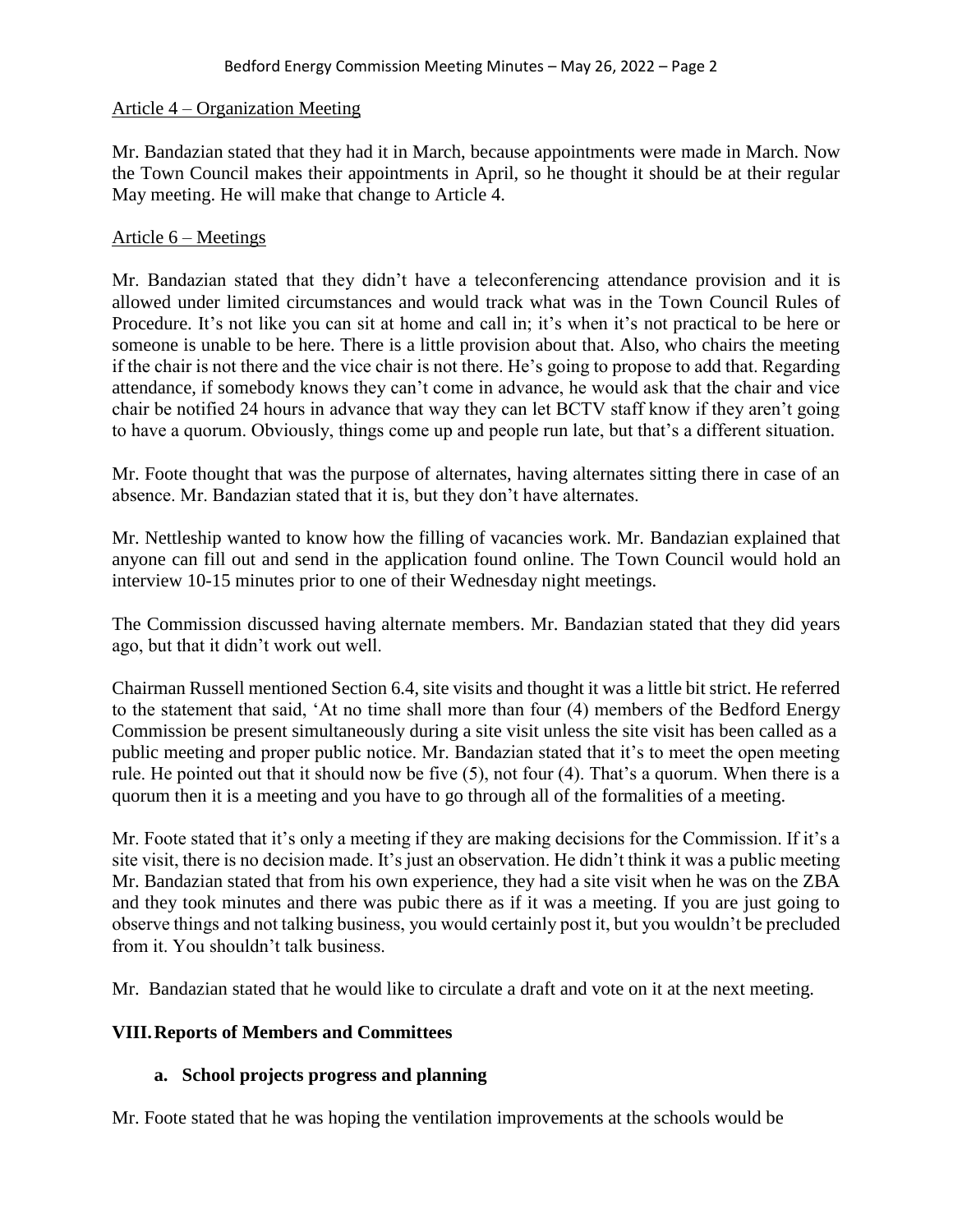Article 4 – Organization Meeting

Mr. Bandazian stated that they had it in March, because appointments were made in March. Now the Town Council makes their appointments in April, so he thought it should be at their regular May meeting. He will make that change to Article 4.

Article 6 – Meetings

Mr. Bandazian stated that they didn't have a teleconferencing attendance provision and it is allowed under limited circumstances and would track what was in the Town Council Rules of Procedure. It's not like you can sit at home and call in; it's when it's not practical to be here or someone is unable to be here. There is a little provision about that. Also, who chairs the meeting if the chair is not there and the vice chair is not there. He's going to propose to add that. Regarding attendance, if somebody knows they can't come in advance, he would ask that the chair and vice chair be notified 24 hours in advance that way they can let BCTV staff know if they aren't going to have a quorum. Obviously, things come up and people run late, but that's a different situation.

Mr. Foote thought that was the purpose of alternates, having alternates sitting there in case of an absence. Mr. Bandazian stated that it is, but they don't have alternates.

Mr. Nettleship wanted to know how the filling of vacancies work. Mr. Bandazian explained that anyone can fill out and send in the application found online. The Town Council would hold an interview 10-15 minutes prior to one of their Wednesday night meetings.

The Commission discussed having alternate members. Mr. Bandazian stated that they did years ago, but that it didn't work out well.

Chairman Russell mentioned Section 6.4, site visits and thought it was a little bit strict. He referred to the statement that said, 'At no time shall more than four (4) members of the Bedford Energy Commission be present simultaneously during a site visit unless the site visit has been called as a public meeting and proper public notice. Mr. Bandazian stated that it's to meet the open meeting rule. He pointed out that it should now be five (5), not four (4). That's a quorum. When there is a quorum then it is a meeting and you have to go through all of the formalities of a meeting.

Mr. Foote stated that it's only a meeting if they are making decisions for the Commission. If it's a site visit, there is no decision made. It's just an observation. He didn't think it was a public meeting Mr. Bandazian stated that from his own experience, they had a site visit when he was on the ZBA and they took minutes and there was pubic there as if it was a meeting. If you are just going to observe things and not talking business, you would certainly post it, but you wouldn't be precluded from it. You shouldn't talk business.

Mr. Bandazian stated that he would like to circulate a draft and vote on it at the next meeting.

## VIII. Reports of Members and Committees

### a. School projects progress and planning

Mr. Foote stated that he was hoping the ventilation improvements at the schools would be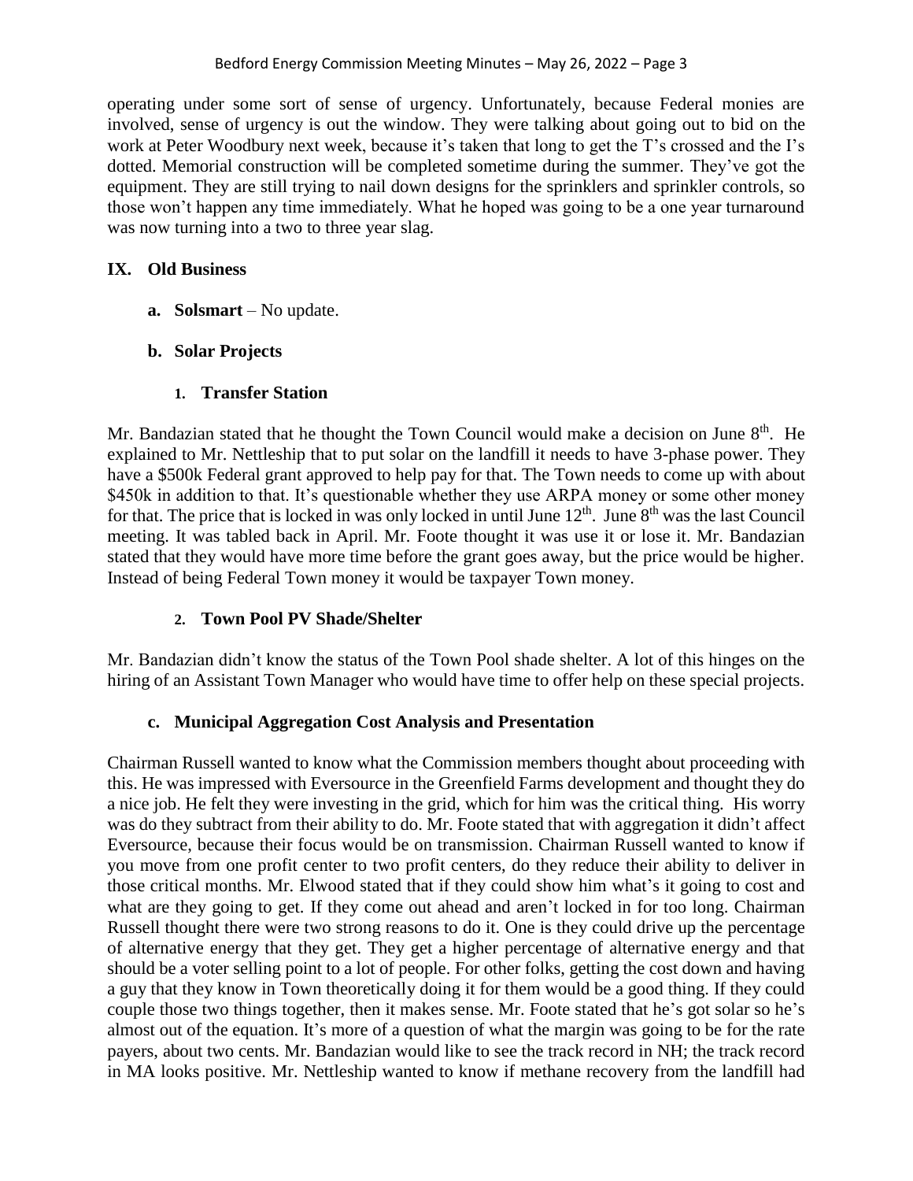operating under some sort of sense of urgency. Unfortunately, because Federal monies are involved, sense of urgency is out the window. They were talking about going out to bid on the work at Peter Woodbury next week, because it's taken that long to get the T's crossed and the I's dotted. Memorial construction will be completed sometime during the summer. They've got the equipment. They are still trying to nail down designs for the sprinklers and sprinkler controls, so those won't happen any time immediately. What he hoped was going to be a one year turnaround was now turning into a two to three year slag.

## IX. Old Business

**a. Solsmart** – No update.

**b. Solar Projects**

**1. Transfer Station**

Mr. Bandazian stated that he thought the Town Council would make a decision on June 8th. He explained to Mr. Nettleship that to put solar on the landfill it needs to have 3-phase power. They have a $500k Federal grant approved to help pay for that. The Town needs to come up with about $450k in addition to that. It's questionable whether they use ARPA money or some other money for that. The price that is locked in was only locked in until June 12th. June 8th was the last Council meeting. It was tabled back in April. Mr. Foote thought it was use it or lose it. Mr. Bandazian stated that they would have more time before the grant goes away, but the price would be higher. Instead of being Federal Town money it would be taxpayer Town money.

**2. Town Pool PV Shade/Shelter**

Mr. Bandazian didn't know the status of the Town Pool shade shelter. A lot of this hinges on the hiring of an Assistant Town Manager who would have time to offer help on these special projects.

**c. Municipal Aggregation Cost Analysis and Presentation**

Chairman Russell wanted to know what the Commission members thought about proceeding with this. He was impressed with Eversource in the Greenfield Farms development and thought they do a nice job. He felt they were investing in the grid, which for him was the critical thing. His worry was do they subtract from their ability to do. Mr. Foote stated that with aggregation it didn't affect Eversource, because their focus would be on transmission. Chairman Russell wanted to know if you move from one profit center to two profit centers, do they reduce their ability to deliver in those critical months. Mr. Elwood stated that if they could show him what's it going to cost and what are they going to get. If they come out ahead and aren't locked in for too long. Chairman Russell thought there were two strong reasons to do it. One is they could drive up the percentage of alternative energy that they get. They get a higher percentage of alternative energy and that should be a voter selling point to a lot of people. For other folks, getting the cost down and having a guy that they know in Town theoretically doing it for them would be a good thing. If they could couple those two things together, then it makes sense. Mr. Foote stated that he's got solar so he's almost out of the equation. It's more of a question of what the margin was going to be for the rate payers, about two cents. Mr. Bandazian would like to see the track record in NH; the track record in MA looks positive. Mr. Nettleship wanted to know if methane recovery from the landfill had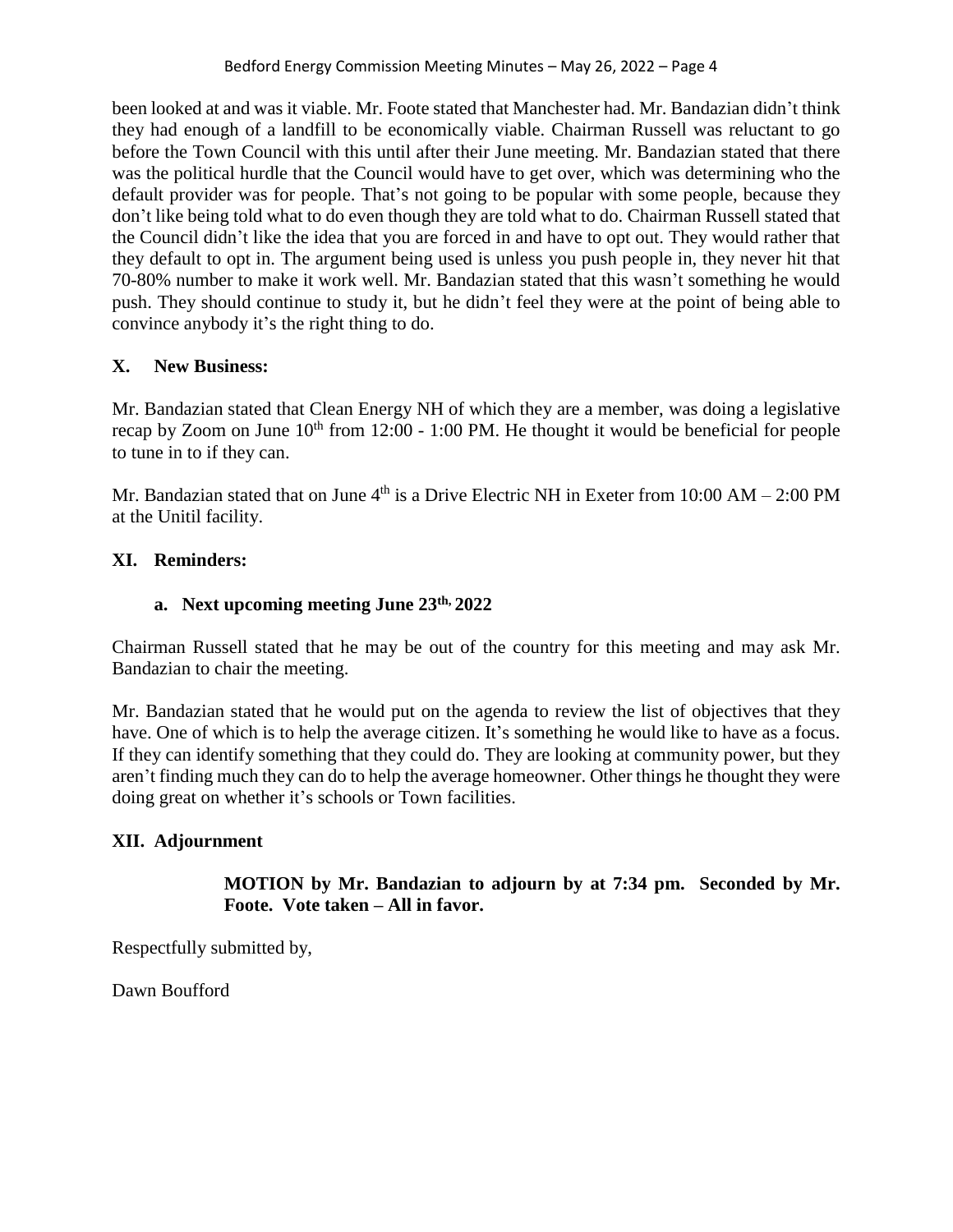been looked at and was it viable. Mr. Foote stated that Manchester had. Mr. Bandazian didn't think they had enough of a landfill to be economically viable. Chairman Russell was reluctant to go before the Town Council with this until after their June meeting. Mr. Bandazian stated that there was the political hurdle that the Council would have to get over, which was determining who the default provider was for people. That's not going to be popular with some people, because they don't like being told what to do even though they are told what to do. Chairman Russell stated that the Council didn't like the idea that you are forced in and have to opt out. They would rather that they default to opt in. The argument being used is unless you push people in, they never hit that 70-80% number to make it work well. Mr. Bandazian stated that this wasn't something he would push. They should continue to study it, but he didn't feel they were at the point of being able to convince anybody it's the right thing to do.

## X. New Business:

Mr. Bandazian stated that Clean Energy NH of which they are a member, was doing a legislative recap by Zoom on June 10th from 12:00 - 1:00 PM. He thought it would be beneficial for people to tune in to if they can.

Mr. Bandazian stated that on June 4th is a Drive Electric NH in Exeter from 10:00 AM – 2:00 PM at the Unitil facility.

## XI. Reminders:

### a. Next upcoming meeting June 23th, 2022

Chairman Russell stated that he may be out of the country for this meeting and may ask Mr. Bandazian to chair the meeting.

Mr. Bandazian stated that he would put on the agenda to review the list of objectives that they have. One of which is to help the average citizen. It's something he would like to have as a focus. If they can identify something that they could do. They are looking at community power, but they aren't finding much they can do to help the average homeowner. Other things he thought they were doing great on whether it's schools or Town facilities.

## XII. Adjournment

**MOTION by Mr. Bandazian to adjourn by at 7:34 pm. Seconded by Mr. Foote. Vote taken – All in favor.**

Respectfully submitted by,

Dawn Boufford